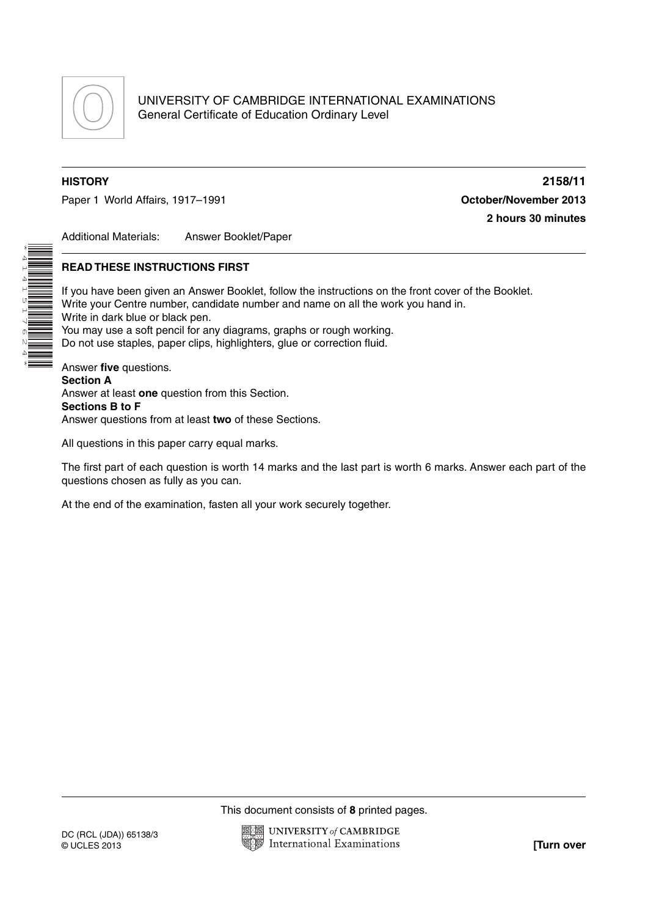UNIVERSITY OF CAMBRIDGE INTERNATIONAL EXAMINATIONS
General Certificate of Education Ordinary Level

**HISTORY** **2158/11**

Paper 1 World Affairs, 1917–1991 **October/November 2013**

**2 hours 30 minutes**

Additional Materials: Answer Booklet/Paper

**READ THESE INSTRUCTIONS FIRST**

If you have been given an Answer Booklet, follow the instructions on the front cover of the Booklet.
Write your Centre number, candidate number and name on all the work you hand in.
Write in dark blue or black pen.
You may use a soft pencil for any diagrams, graphs or rough working.
Do not use staples, paper clips, highlighters, glue or correction fluid.

Answer **five** questions.
**Section A**
Answer at least **one** question from this Section.
**Sections B to F**
Answer questions from at least **two** of these Sections.

All questions in this paper carry equal marks.

The first part of each question is worth 14 marks and the last part is worth 6 marks. Answer each part of the questions chosen as fully as you can.

At the end of the examination, fasten all your work securely together.

This document consists of **8** printed pages.

DC (RCL (JDA)) 65138/3
© UCLES 2013

**[Turn over**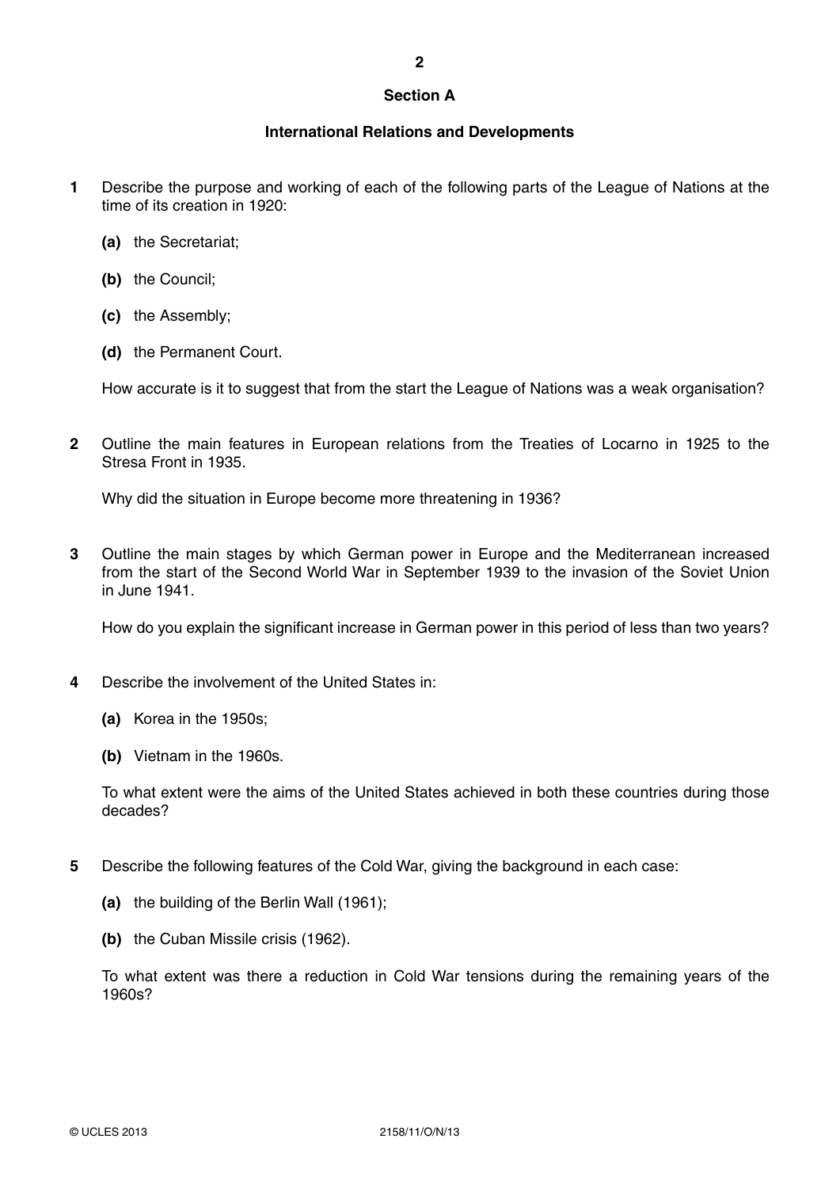## Section A

### International Relations and Developments

**1** Describe the purpose and working of each of the following parts of the League of Nations at the time of its creation in 1920:

- **(a)** the Secretariat;
- **(b)** the Council;
- **(c)** the Assembly;
- **(d)** the Permanent Court.

How accurate is it to suggest that from the start the League of Nations was a weak organisation?

**2** Outline the main features in European relations from the Treaties of Locarno in 1925 to the Stresa Front in 1935.

Why did the situation in Europe become more threatening in 1936?

**3** Outline the main stages by which German power in Europe and the Mediterranean increased from the start of the Second World War in September 1939 to the invasion of the Soviet Union in June 1941.

How do you explain the significant increase in German power in this period of less than two years?

**4** Describe the involvement of the United States in:

- **(a)** Korea in the 1950s;
- **(b)** Vietnam in the 1960s.

To what extent were the aims of the United States achieved in both these countries during those decades?

**5** Describe the following features of the Cold War, giving the background in each case:

- **(a)** the building of the Berlin Wall (1961);
- **(b)** the Cuban Missile crisis (1962).

To what extent was there a reduction in Cold War tensions during the remaining years of the 1960s?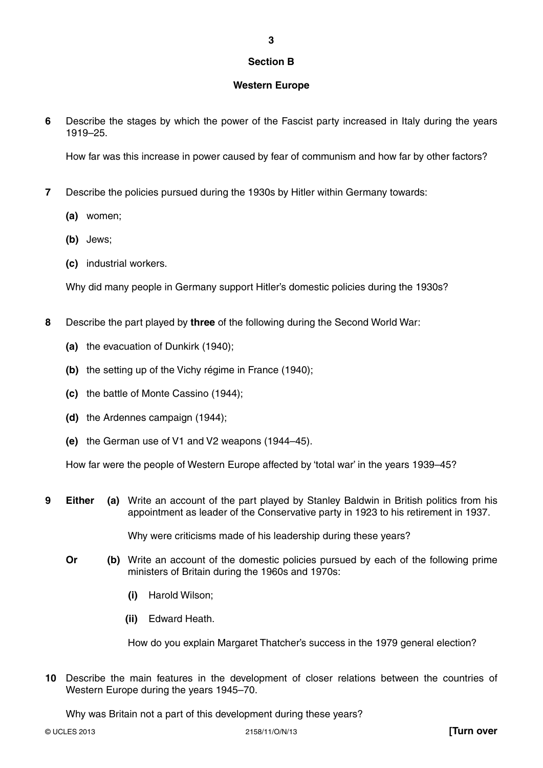## Section B

### Western Europe

**6** Describe the stages by which the power of the Fascist party increased in Italy during the years 1919–25.

How far was this increase in power caused by fear of communism and how far by other factors?

**7** Describe the policies pursued during the 1930s by Hitler within Germany towards:

**(a)** women;

**(b)** Jews;

**(c)** industrial workers.

Why did many people in Germany support Hitler's domestic policies during the 1930s?

**8** Describe the part played by **three** of the following during the Second World War:

**(a)** the evacuation of Dunkirk (1940);

**(b)** the setting up of the Vichy régime in France (1940);

**(c)** the battle of Monte Cassino (1944);

**(d)** the Ardennes campaign (1944);

**(e)** the German use of V1 and V2 weapons (1944–45).

How far were the people of Western Europe affected by 'total war' in the years 1939–45?

**9** **Either** **(a)** Write an account of the part played by Stanley Baldwin in British politics from his appointment as leader of the Conservative party in 1923 to his retirement in 1937.

Why were criticisms made of his leadership during these years?

**Or** **(b)** Write an account of the domestic policies pursued by each of the following prime ministers of Britain during the 1960s and 1970s:

**(i)** Harold Wilson;

**(ii)** Edward Heath.

How do you explain Margaret Thatcher's success in the 1979 general election?

**10** Describe the main features in the development of closer relations between the countries of Western Europe during the years 1945–70.

Why was Britain not a part of this development during these years?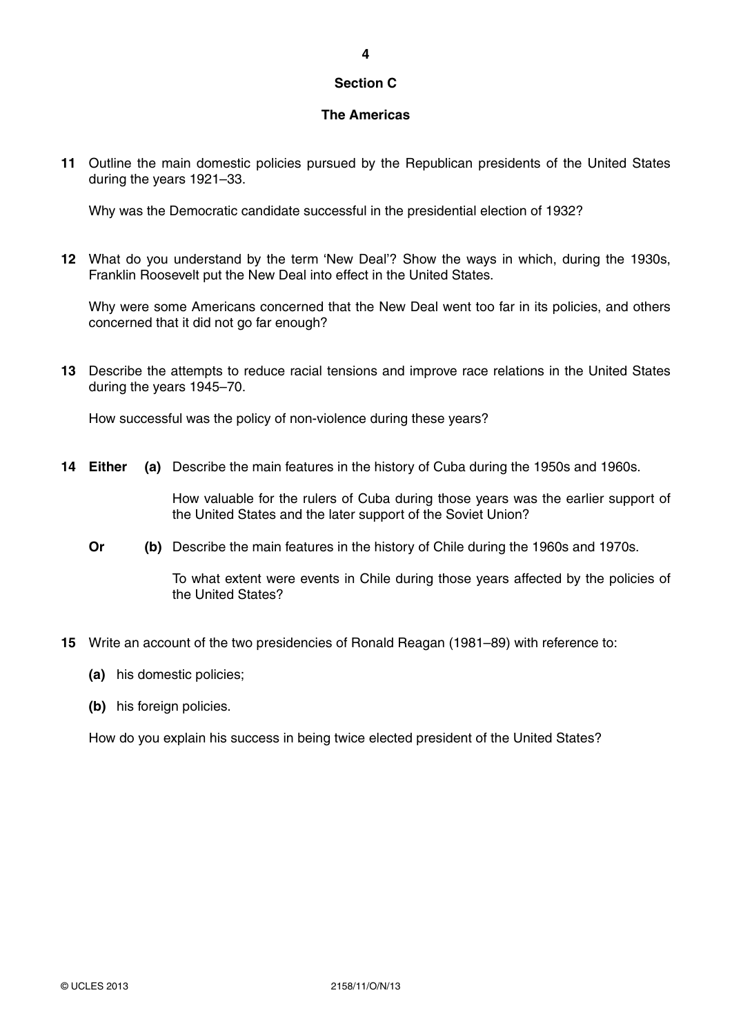## Section C

## The Americas

**11** Outline the main domestic policies pursued by the Republican presidents of the United States during the years 1921–33.

Why was the Democratic candidate successful in the presidential election of 1932?

**12** What do you understand by the term 'New Deal'? Show the ways in which, during the 1930s, Franklin Roosevelt put the New Deal into effect in the United States.

Why were some Americans concerned that the New Deal went too far in its policies, and others concerned that it did not go far enough?

**13** Describe the attempts to reduce racial tensions and improve race relations in the United States during the years 1945–70.

How successful was the policy of non-violence during these years?

**14** **Either** **(a)** Describe the main features in the history of Cuba during the 1950s and 1960s.

How valuable for the rulers of Cuba during those years was the earlier support of the United States and the later support of the Soviet Union?

**Or** **(b)** Describe the main features in the history of Chile during the 1960s and 1970s.

To what extent were events in Chile during those years affected by the policies of the United States?

**15** Write an account of the two presidencies of Ronald Reagan (1981–89) with reference to:

**(a)** his domestic policies;

**(b)** his foreign policies.

How do you explain his success in being twice elected president of the United States?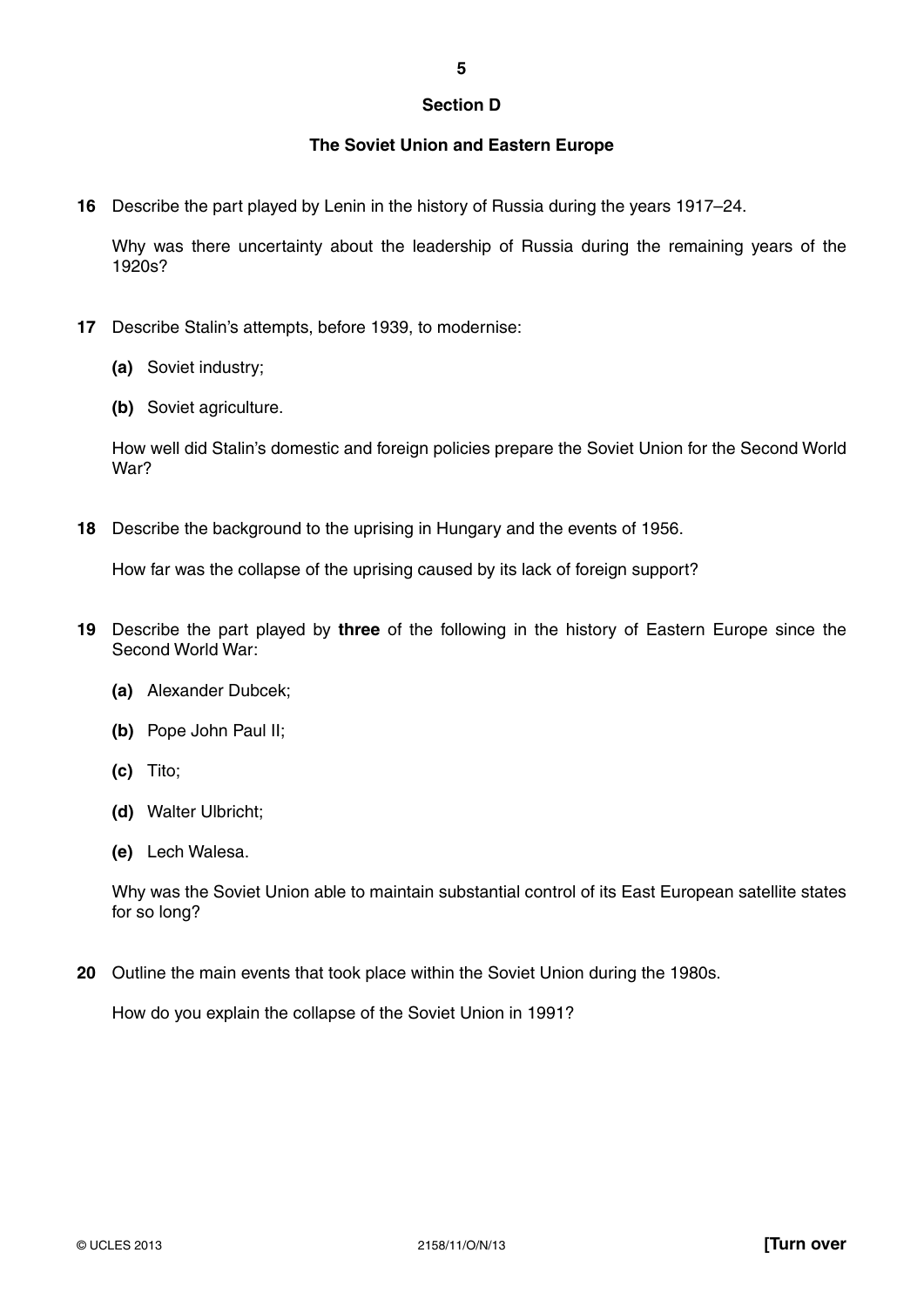## Section D

### The Soviet Union and Eastern Europe

**16** Describe the part played by Lenin in the history of Russia during the years 1917–24.

Why was there uncertainty about the leadership of Russia during the remaining years of the 1920s?

**17** Describe Stalin's attempts, before 1939, to modernise:

**(a)** Soviet industry;

**(b)** Soviet agriculture.

How well did Stalin's domestic and foreign policies prepare the Soviet Union for the Second World War?

**18** Describe the background to the uprising in Hungary and the events of 1956.

How far was the collapse of the uprising caused by its lack of foreign support?

**19** Describe the part played by **three** of the following in the history of Eastern Europe since the Second World War:

**(a)** Alexander Dubcek;

**(b)** Pope John Paul II;

**(c)** Tito;

**(d)** Walter Ulbricht;

**(e)** Lech Walesa.

Why was the Soviet Union able to maintain substantial control of its East European satellite states for so long?

**20** Outline the main events that took place within the Soviet Union during the 1980s.

How do you explain the collapse of the Soviet Union in 1991?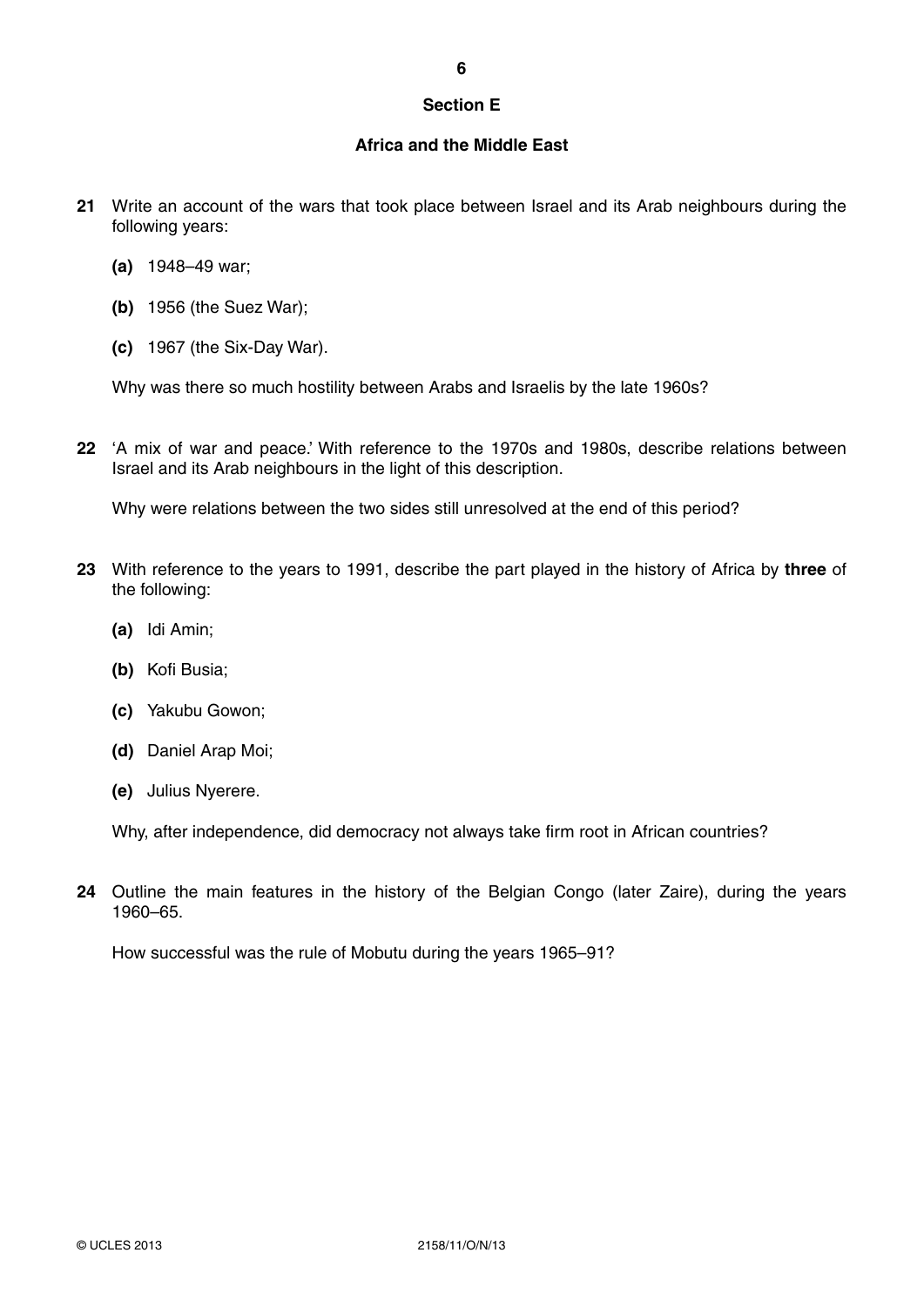## Section E

## Africa and the Middle East

**21** Write an account of the wars that took place between Israel and its Arab neighbours during the following years:

**(a)** 1948–49 war;

**(b)** 1956 (the Suez War);

**(c)** 1967 (the Six-Day War).

Why was there so much hostility between Arabs and Israelis by the late 1960s?

**22** 'A mix of war and peace.' With reference to the 1970s and 1980s, describe relations between Israel and its Arab neighbours in the light of this description.

Why were relations between the two sides still unresolved at the end of this period?

**23** With reference to the years to 1991, describe the part played in the history of Africa by **three** of the following:

**(a)** Idi Amin;

**(b)** Kofi Busia;

**(c)** Yakubu Gowon;

**(d)** Daniel Arap Moi;

**(e)** Julius Nyerere.

Why, after independence, did democracy not always take firm root in African countries?

**24** Outline the main features in the history of the Belgian Congo (later Zaire), during the years 1960–65.

How successful was the rule of Mobutu during the years 1965–91?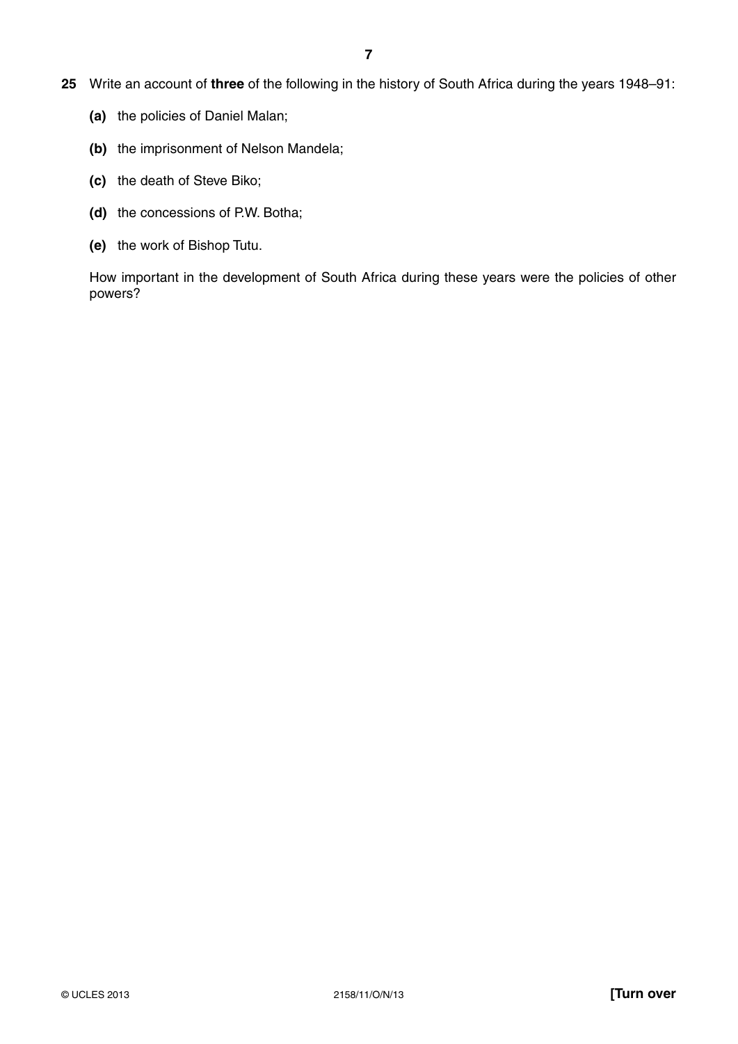**25** Write an account of **three** of the following in the history of South Africa during the years 1948–91:

**(a)** the policies of Daniel Malan;

**(b)** the imprisonment of Nelson Mandela;

**(c)** the death of Steve Biko;

**(d)** the concessions of P.W. Botha;

**(e)** the work of Bishop Tutu.

How important in the development of South Africa during these years were the policies of other powers?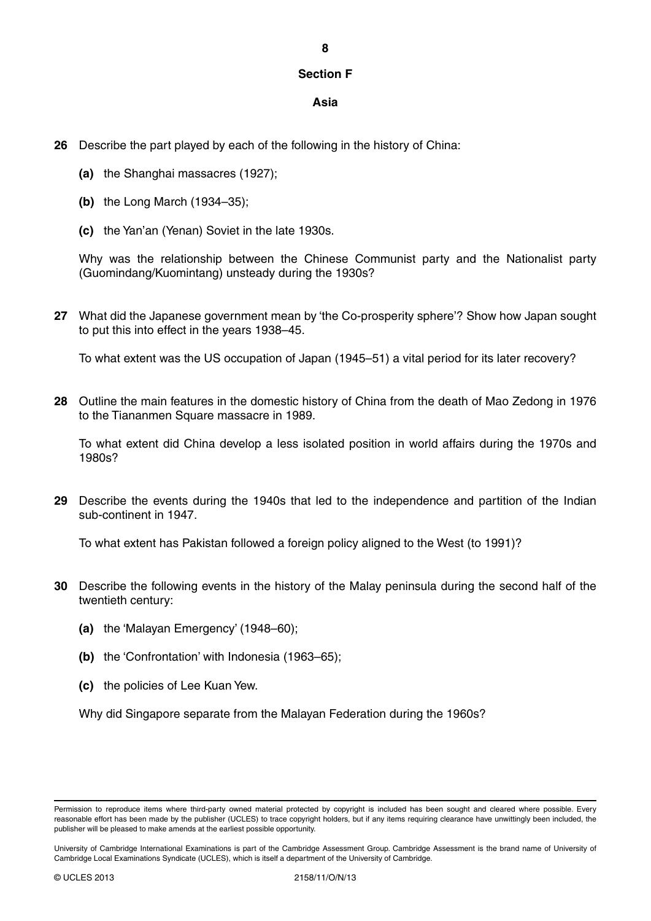## Section F

### Asia

**26** Describe the part played by each of the following in the history of China:

**(a)** the Shanghai massacres (1927);

**(b)** the Long March (1934–35);

**(c)** the Yan'an (Yenan) Soviet in the late 1930s.

Why was the relationship between the Chinese Communist party and the Nationalist party (Guomindang/Kuomintang) unsteady during the 1930s?

**27** What did the Japanese government mean by 'the Co-prosperity sphere'? Show how Japan sought to put this into effect in the years 1938–45.

To what extent was the US occupation of Japan (1945–51) a vital period for its later recovery?

**28** Outline the main features in the domestic history of China from the death of Mao Zedong in 1976 to the Tiananmen Square massacre in 1989.

To what extent did China develop a less isolated position in world affairs during the 1970s and 1980s?

**29** Describe the events during the 1940s that led to the independence and partition of the Indian sub-continent in 1947.

To what extent has Pakistan followed a foreign policy aligned to the West (to 1991)?

**30** Describe the following events in the history of the Malay peninsula during the second half of the twentieth century:

**(a)** the 'Malayan Emergency' (1948–60);

**(b)** the 'Confrontation' with Indonesia (1963–65);

**(c)** the policies of Lee Kuan Yew.

Why did Singapore separate from the Malayan Federation during the 1960s?

Permission to reproduce items where third-party owned material protected by copyright is included has been sought and cleared where possible. Every reasonable effort has been made by the publisher (UCLES) to trace copyright holders, but if any items requiring clearance have unwittingly been included, the publisher will be pleased to make amends at the earliest possible opportunity.

University of Cambridge International Examinations is part of the Cambridge Assessment Group. Cambridge Assessment is the brand name of University of Cambridge Local Examinations Syndicate (UCLES), which is itself a department of the University of Cambridge.

© UCLES 2013 2158/11/O/N/13